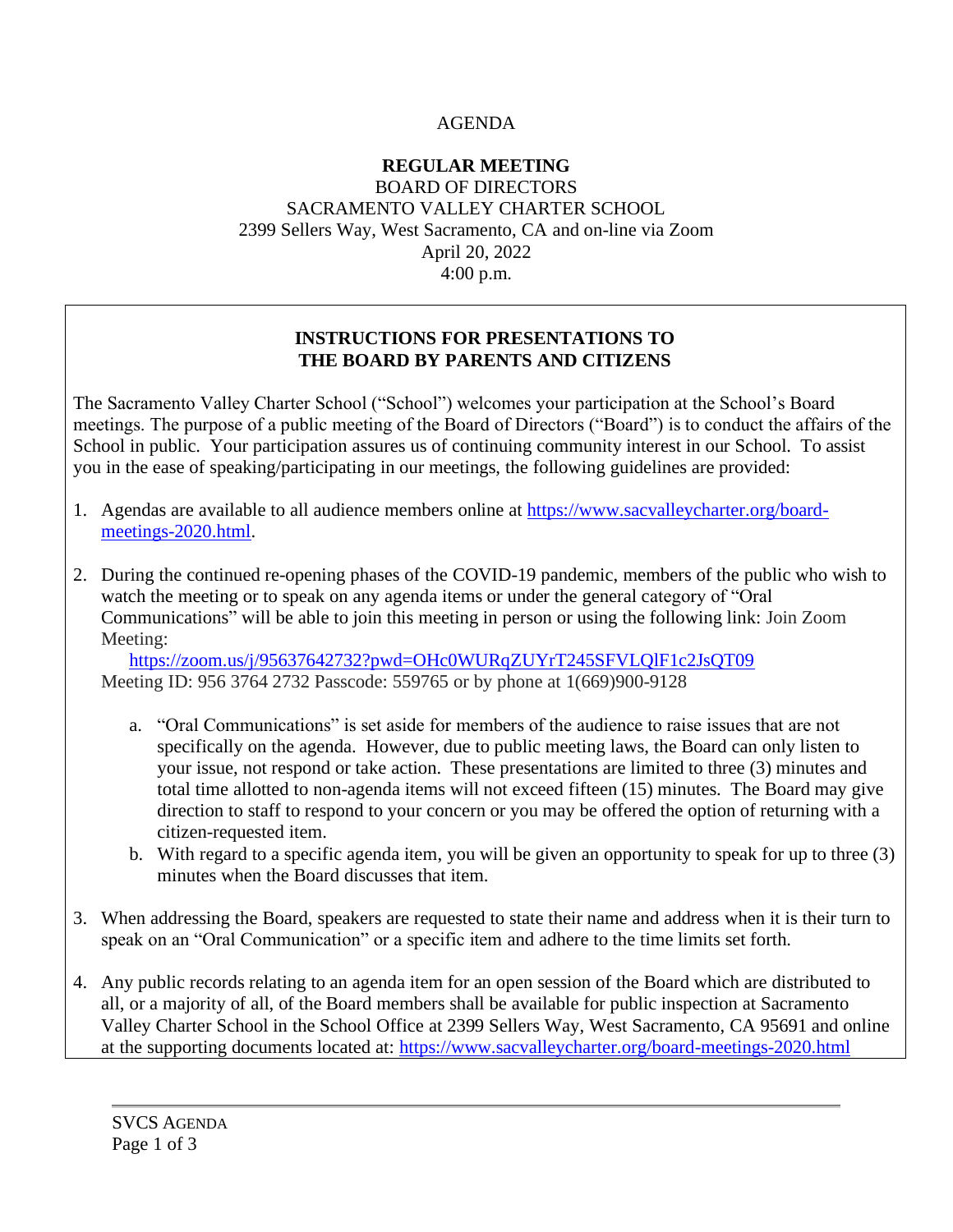AGENDA

**REGULAR MEETING**
BOARD OF DIRECTORS
SACRAMENTO VALLEY CHARTER SCHOOL
2399 Sellers Way, West Sacramento, CA and on-line via Zoom
April 20, 2022
4:00 p.m.

## INSTRUCTIONS FOR PRESENTATIONS TO THE BOARD BY PARENTS AND CITIZENS

The Sacramento Valley Charter School ("School") welcomes your participation at the School's Board meetings. The purpose of a public meeting of the Board of Directors ("Board") is to conduct the affairs of the School in public. Your participation assures us of continuing community interest in our School. To assist you in the ease of speaking/participating in our meetings, the following guidelines are provided:

1. Agendas are available to all audience members online at [https://www.sacvalleycharter.org/board-meetings-2020.html](https://www.sacvalleycharter.org/board-meetings-2020.html).

2. During the continued re-opening phases of the COVID-19 pandemic, members of the public who wish to watch the meeting or to speak on any agenda items or under the general category of "Oral Communications" will be able to join this meeting in person or using the following link: Join Zoom Meeting:
   [https://zoom.us/j/95637642732?pwd=OHc0WURqZUYrT245SFVLQlF1c2JsQT09](https://zoom.us/j/95637642732?pwd=OHc0WURqZUYrT245SFVLQlF1c2JsQT09)
   Meeting ID: 956 3764 2732 Passcode: 559765 or by phone at 1(669)900-9128

   a. "Oral Communications" is set aside for members of the audience to raise issues that are not specifically on the agenda. However, due to public meeting laws, the Board can only listen to your issue, not respond or take action. These presentations are limited to three (3) minutes and total time allotted to non-agenda items will not exceed fifteen (15) minutes. The Board may give direction to staff to respond to your concern or you may be offered the option of returning with a citizen-requested item.
   b. With regard to a specific agenda item, you will be given an opportunity to speak for up to three (3) minutes when the Board discusses that item.

3. When addressing the Board, speakers are requested to state their name and address when it is their turn to speak on an "Oral Communication" or a specific item and adhere to the time limits set forth.

4. Any public records relating to an agenda item for an open session of the Board which are distributed to all, or a majority of all, of the Board members shall be available for public inspection at Sacramento Valley Charter School in the School Office at 2399 Sellers Way, West Sacramento, CA 95691 and online at the supporting documents located at: [https://www.sacvalleycharter.org/board-meetings-2020.html](https://www.sacvalleycharter.org/board-meetings-2020.html)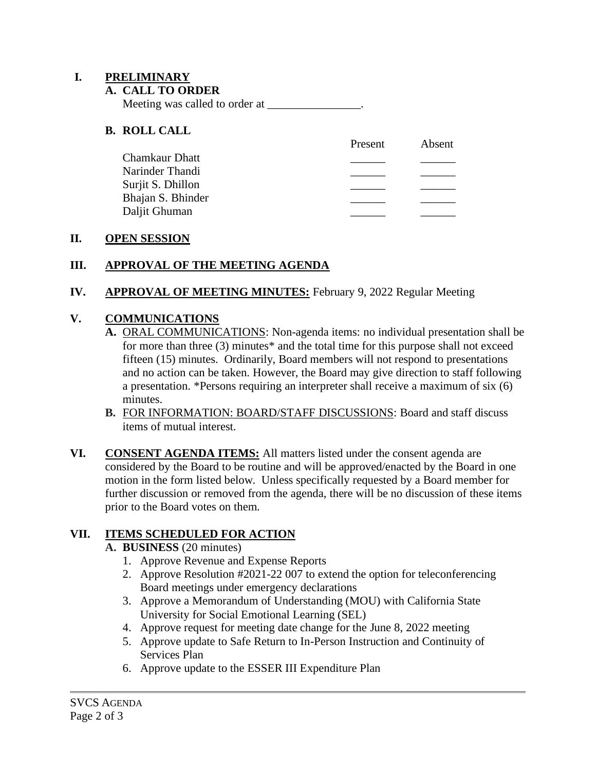## I. PRELIMINARY

### A. CALL TO ORDER

Meeting was called to order at ________________.

### B. ROLL CALL

| | Present | Absent |
|---|---|---|
| Chamkaur Dhatt | ______ | ______ |
| Narinder Thandi | ______ | ______ |
| Surjit S. Dhillon | ______ | ______ |
| Bhajan S. Bhinder | ______ | ______ |
| Daljit Ghuman | ______ | ______ |

## II. OPEN SESSION

## III. APPROVAL OF THE MEETING AGENDA

## IV. APPROVAL OF MEETING MINUTES: February 9, 2022 Regular Meeting

## V. COMMUNICATIONS

**A.** ORAL COMMUNICATIONS: Non-agenda items: no individual presentation shall be for more than three (3) minutes* and the total time for this purpose shall not exceed fifteen (15) minutes. Ordinarily, Board members will not respond to presentations and no action can be taken. However, the Board may give direction to staff following a presentation. *Persons requiring an interpreter shall receive a maximum of six (6) minutes.

**B.** FOR INFORMATION: BOARD/STAFF DISCUSSIONS: Board and staff discuss items of mutual interest.

## VI. CONSENT AGENDA ITEMS:

All matters listed under the consent agenda are considered by the Board to be routine and will be approved/enacted by the Board in one motion in the form listed below. Unless specifically requested by a Board member for further discussion or removed from the agenda, there will be no discussion of these items prior to the Board votes on them.

## VII. ITEMS SCHEDULED FOR ACTION

**A. BUSINESS** (20 minutes)

1. Approve Revenue and Expense Reports
2. Approve Resolution #2021-22 007 to extend the option for teleconferencing Board meetings under emergency declarations
3. Approve a Memorandum of Understanding (MOU) with California State University for Social Emotional Learning (SEL)
4. Approve request for meeting date change for the June 8, 2022 meeting
5. Approve update to Safe Return to In-Person Instruction and Continuity of Services Plan
6. Approve update to the ESSER III Expenditure Plan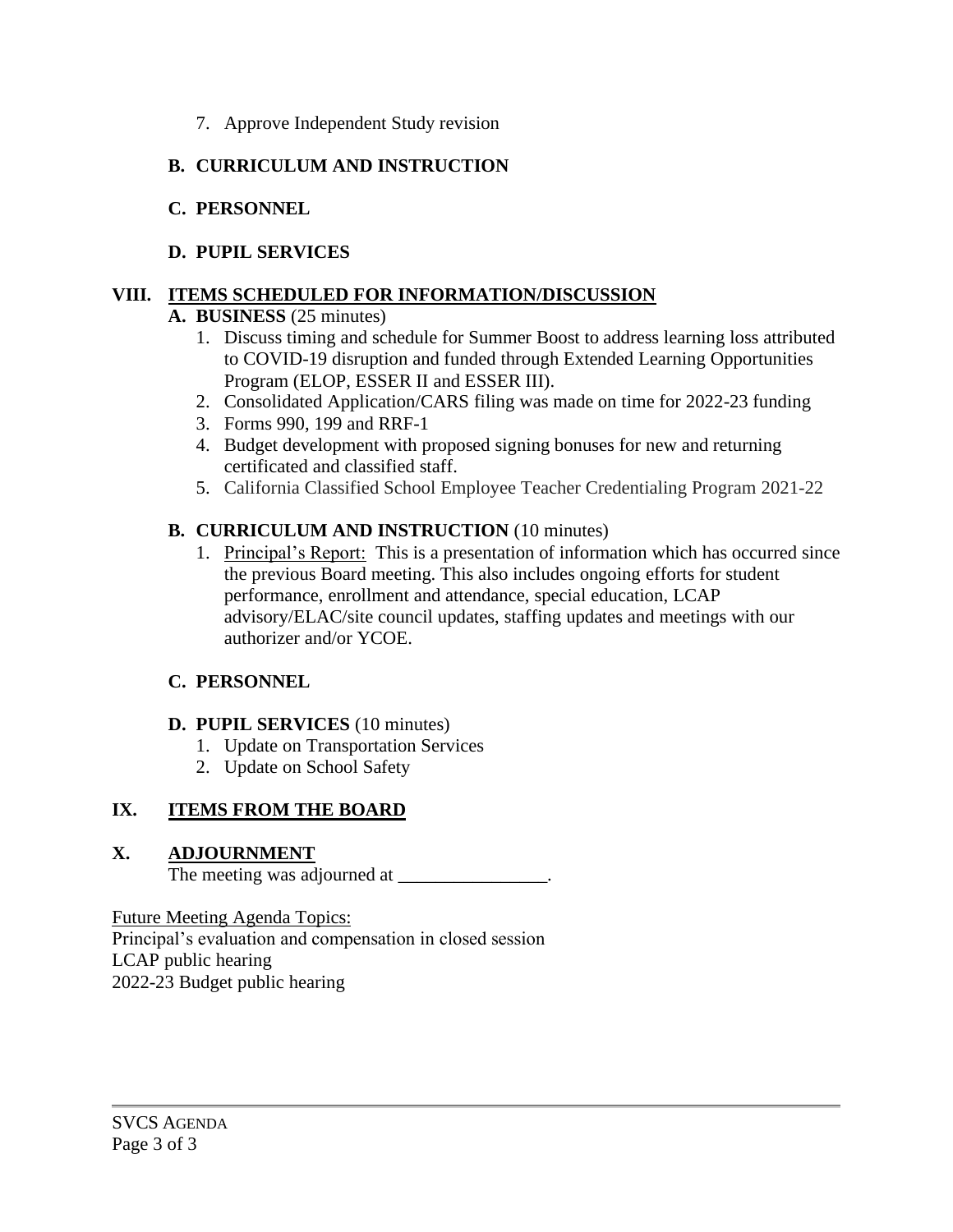7. Approve Independent Study revision

**B. CURRICULUM AND INSTRUCTION**

**C. PERSONNEL**

**D. PUPIL SERVICES**

## VIII. ITEMS SCHEDULED FOR INFORMATION/DISCUSSION

**A. BUSINESS** (25 minutes)

1. Discuss timing and schedule for Summer Boost to address learning loss attributed to COVID-19 disruption and funded through Extended Learning Opportunities Program (ELOP, ESSER II and ESSER III).
2. Consolidated Application/CARS filing was made on time for 2022-23 funding
3. Forms 990, 199 and RRF-1
4. Budget development with proposed signing bonuses for new and returning certificated and classified staff.
5. California Classified School Employee Teacher Credentialing Program 2021-22

**B. CURRICULUM AND INSTRUCTION** (10 minutes)

1. Principal's Report: This is a presentation of information which has occurred since the previous Board meeting. This also includes ongoing efforts for student performance, enrollment and attendance, special education, LCAP advisory/ELAC/site council updates, staffing updates and meetings with our authorizer and/or YCOE.

**C. PERSONNEL**

**D. PUPIL SERVICES** (10 minutes)

1. Update on Transportation Services
2. Update on School Safety

## IX. ITEMS FROM THE BOARD

## X. ADJOURNMENT

The meeting was adjourned at ________________.

Future Meeting Agenda Topics:
Principal's evaluation and compensation in closed session
LCAP public hearing
2022-23 Budget public hearing